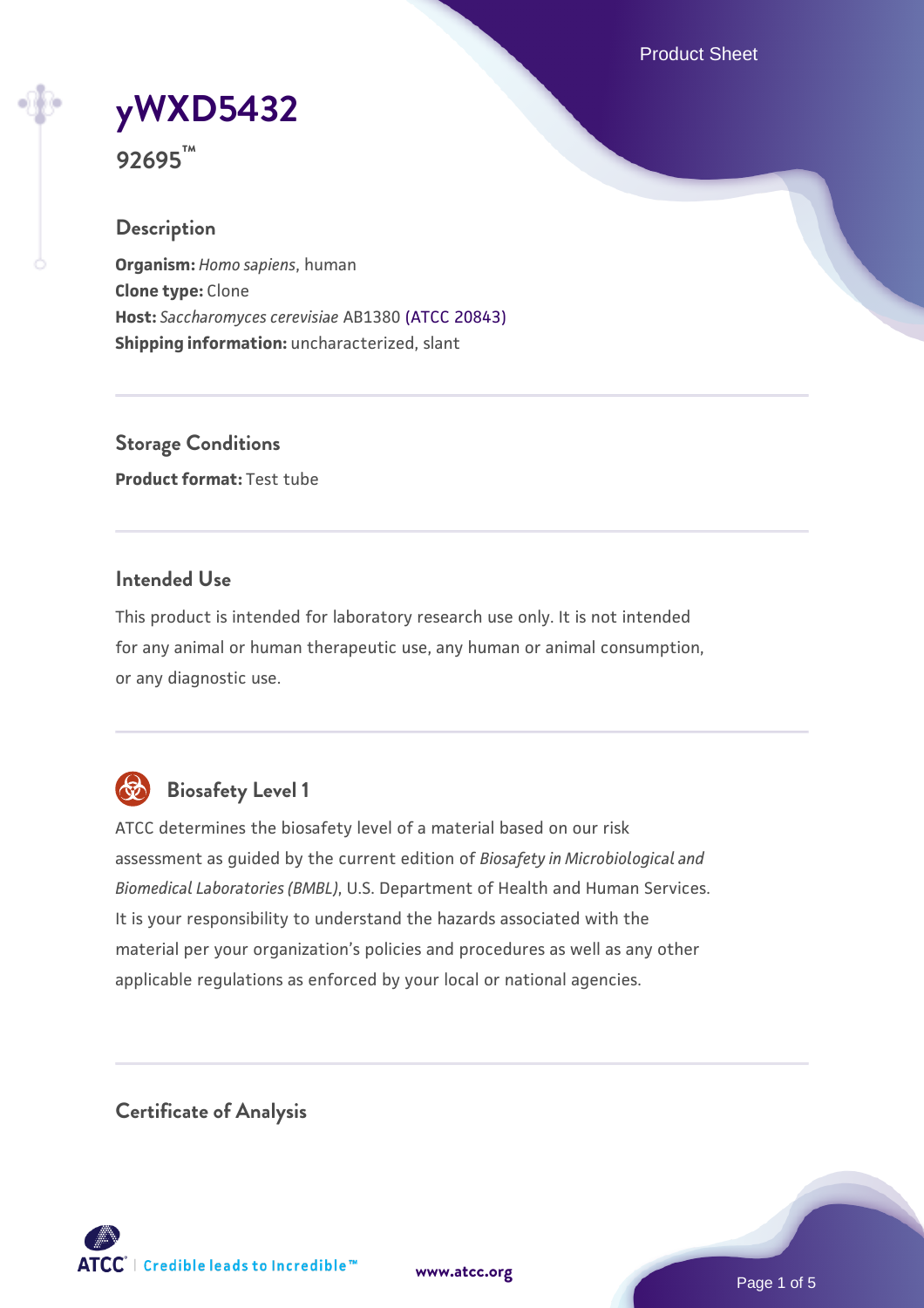# yWXD5432

**92695™**

## Description

**Organism:** *Homo sapiens*, human
**Clone type:** Clone
**Host:** *Saccharomyces cerevisiae* AB1380 (ATCC 20843)
**Shipping information:** uncharacterized, slant

## Storage Conditions

**Product format:** Test tube

## Intended Use

This product is intended for laboratory research use only. It is not intended for any animal or human therapeutic use, any human or animal consumption, or any diagnostic use.

## Biosafety Level 1

ATCC determines the biosafety level of a material based on our risk assessment as guided by the current edition of *Biosafety in Microbiological and Biomedical Laboratories (BMBL)*, U.S. Department of Health and Human Services. It is your responsibility to understand the hazards associated with the material per your organization's policies and procedures as well as any other applicable regulations as enforced by your local or national agencies.

## Certificate of Analysis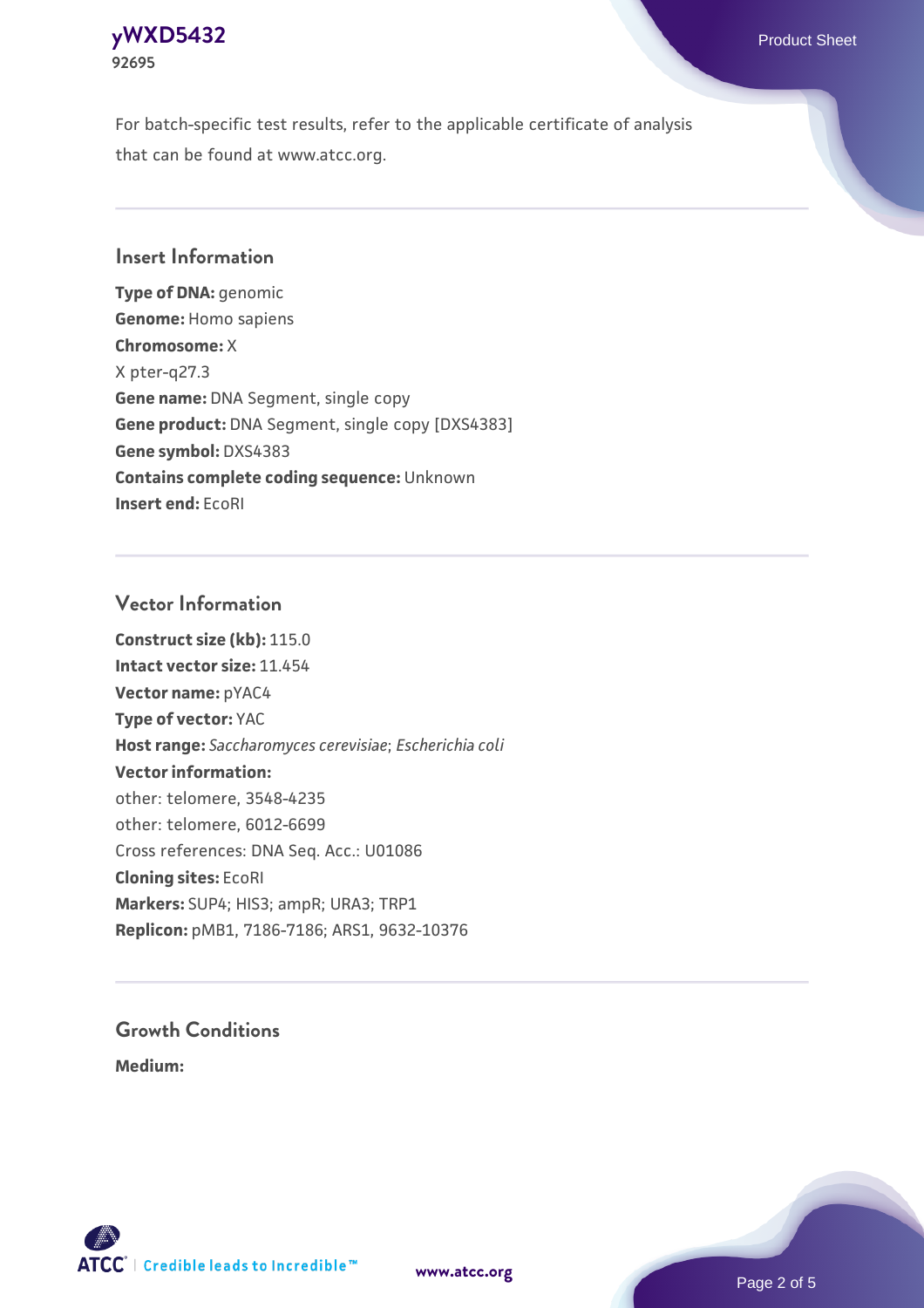For batch-specific test results, refer to the applicable certificate of analysis that can be found at www.atcc.org.

## Insert Information

**Type of DNA:** genomic
**Genome:** Homo sapiens
**Chromosome:** X
X pter-q27.3
**Gene name:** DNA Segment, single copy
**Gene product:** DNA Segment, single copy [DXS4383]
**Gene symbol:** DXS4383
**Contains complete coding sequence:** Unknown
**Insert end:** EcoRI

## Vector Information

**Construct size (kb):** 115.0
**Intact vector size:** 11.454
**Vector name:** pYAC4
**Type of vector:** YAC
**Host range:** *Saccharomyces cerevisiae*; *Escherichia coli*
**Vector information:**
other: telomere, 3548-4235
other: telomere, 6012-6699
Cross references: DNA Seq. Acc.: U01086
**Cloning sites:** EcoRI
**Markers:** SUP4; HIS3; ampR; URA3; TRP1
**Replicon:** pMB1, 7186-7186; ARS1, 9632-10376

## Growth Conditions

**Medium:**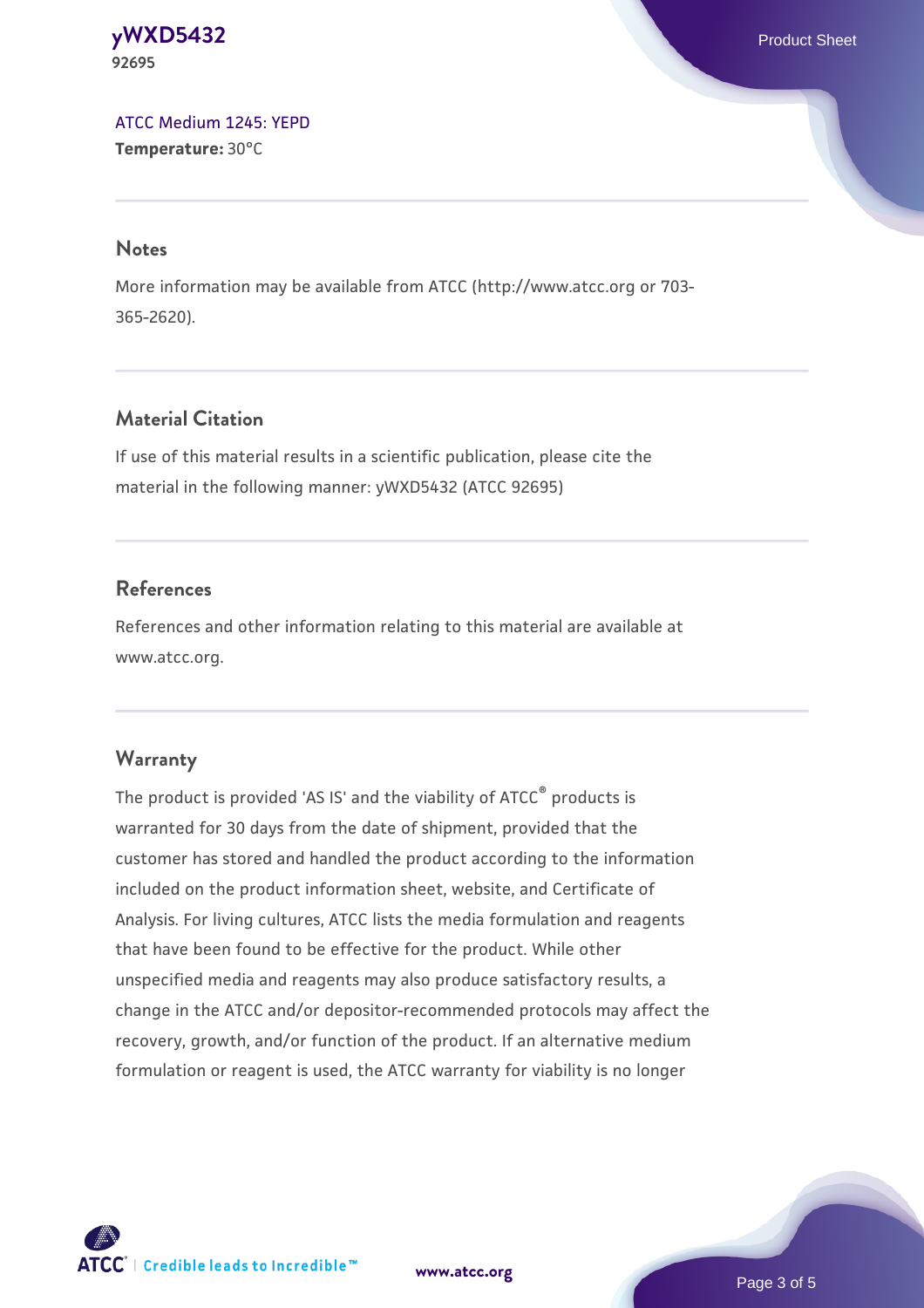[ATCC Medium 1245: YEPD](#)
**Temperature:** 30°C

## Notes

More information may be available from ATCC (http://www.atcc.org or 703-365-2620).

## Material Citation

If use of this material results in a scientific publication, please cite the material in the following manner: yWXD5432 (ATCC 92695)

## References

References and other information relating to this material are available at www.atcc.org.

## Warranty

The product is provided 'AS IS' and the viability of ATCC® products is warranted for 30 days from the date of shipment, provided that the customer has stored and handled the product according to the information included on the product information sheet, website, and Certificate of Analysis. For living cultures, ATCC lists the media formulation and reagents that have been found to be effective for the product. While other unspecified media and reagents may also produce satisfactory results, a change in the ATCC and/or depositor-recommended protocols may affect the recovery, growth, and/or function of the product. If an alternative medium formulation or reagent is used, the ATCC warranty for viability is no longer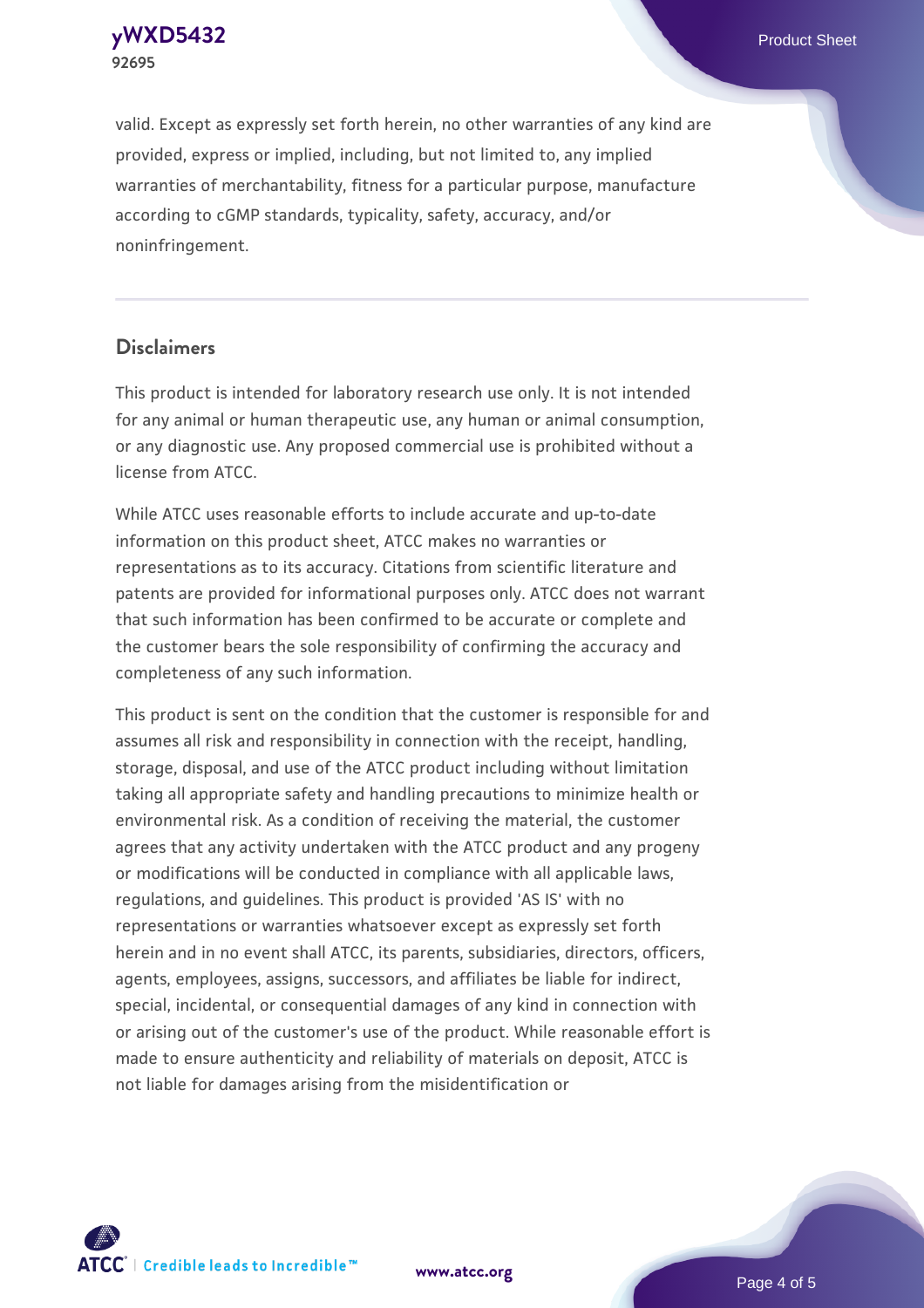valid. Except as expressly set forth herein, no other warranties of any kind are provided, express or implied, including, but not limited to, any implied warranties of merchantability, fitness for a particular purpose, manufacture according to cGMP standards, typicality, safety, accuracy, and/or noninfringement.

## Disclaimers

This product is intended for laboratory research use only. It is not intended for any animal or human therapeutic use, any human or animal consumption, or any diagnostic use. Any proposed commercial use is prohibited without a license from ATCC.

While ATCC uses reasonable efforts to include accurate and up-to-date information on this product sheet, ATCC makes no warranties or representations as to its accuracy. Citations from scientific literature and patents are provided for informational purposes only. ATCC does not warrant that such information has been confirmed to be accurate or complete and the customer bears the sole responsibility of confirming the accuracy and completeness of any such information.

This product is sent on the condition that the customer is responsible for and assumes all risk and responsibility in connection with the receipt, handling, storage, disposal, and use of the ATCC product including without limitation taking all appropriate safety and handling precautions to minimize health or environmental risk. As a condition of receiving the material, the customer agrees that any activity undertaken with the ATCC product and any progeny or modifications will be conducted in compliance with all applicable laws, regulations, and guidelines. This product is provided 'AS IS' with no representations or warranties whatsoever except as expressly set forth herein and in no event shall ATCC, its parents, subsidiaries, directors, officers, agents, employees, assigns, successors, and affiliates be liable for indirect, special, incidental, or consequential damages of any kind in connection with or arising out of the customer's use of the product. While reasonable effort is made to ensure authenticity and reliability of materials on deposit, ATCC is not liable for damages arising from the misidentification or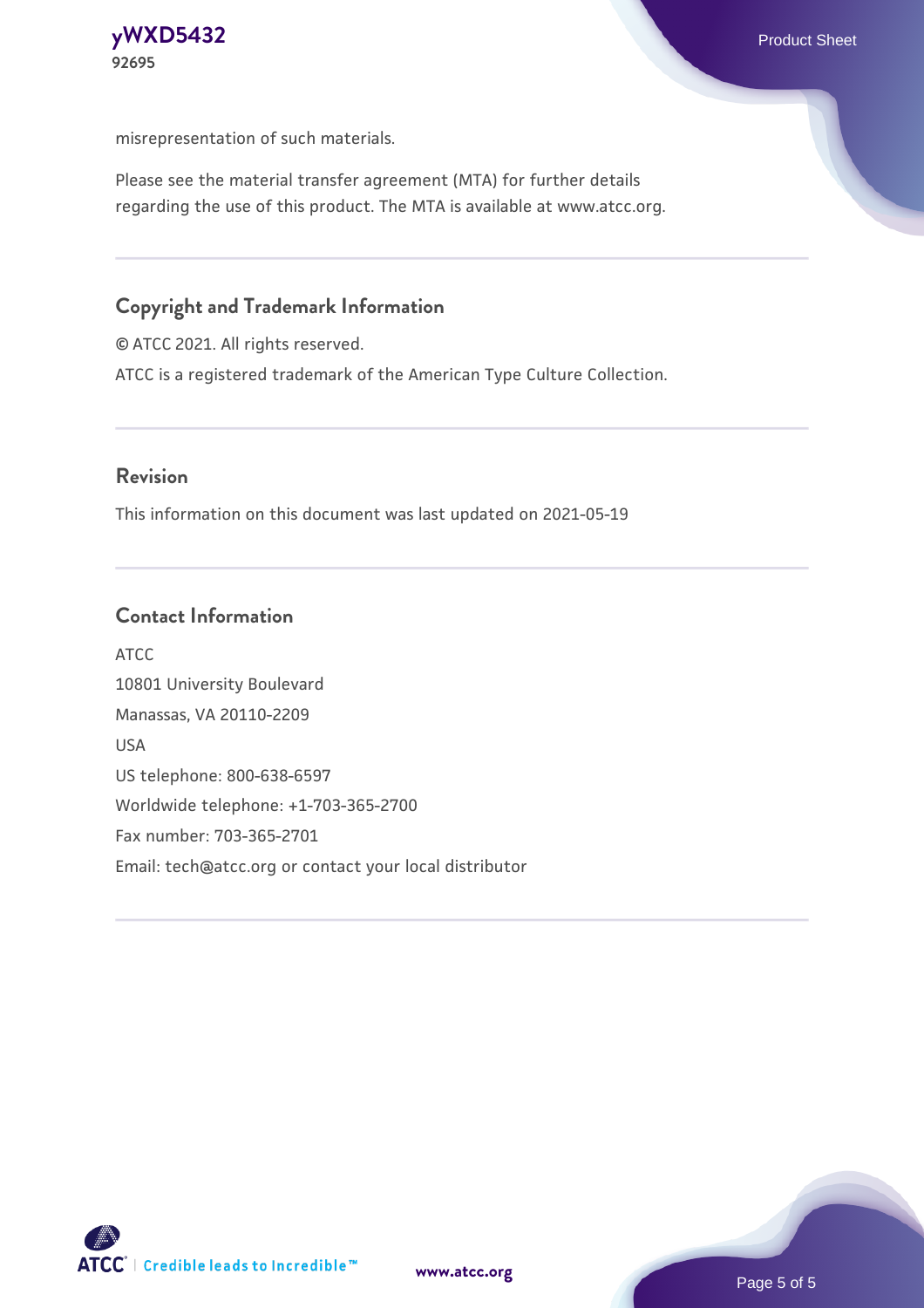misrepresentation of such materials.

Please see the material transfer agreement (MTA) for further details regarding the use of this product. The MTA is available at www.atcc.org.

## Copyright and Trademark Information

© ATCC 2021. All rights reserved.

ATCC is a registered trademark of the American Type Culture Collection.

## Revision

This information on this document was last updated on 2021-05-19

## Contact Information

ATCC
10801 University Boulevard
Manassas, VA 20110-2209
USA
US telephone: 800-638-6597
Worldwide telephone: +1-703-365-2700
Fax number: 703-365-2701
Email: tech@atcc.org or contact your local distributor